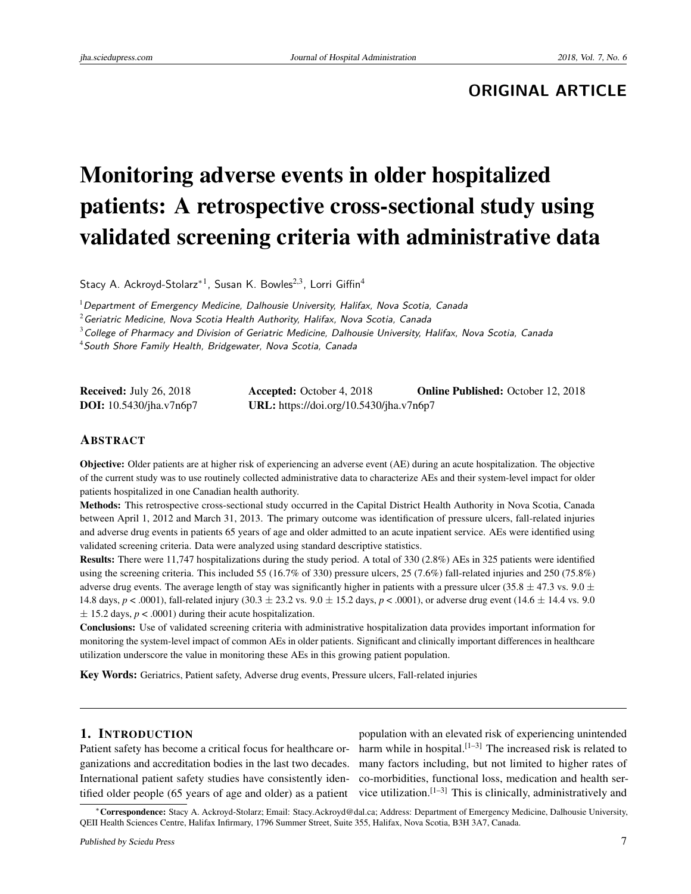ORIGINAL ARTICLE

# Monitoring adverse events in older hospitalized patients: A retrospective cross-sectional study using validated screening criteria with administrative data

Stacy A. Ackroyd-Stolarz*[1], Susan K. Bowles[2,3], Lorri Giffin[4]

[1] *Department of Emergency Medicine, Dalhousie University, Halifax, Nova Scotia, Canada*

[2] *Geriatric Medicine, Nova Scotia Health Authority, Halifax, Nova Scotia, Canada*

[3] *College of Pharmacy and Division of Geriatric Medicine, Dalhousie University, Halifax, Nova Scotia, Canada*

[4] *South Shore Family Health, Bridgewater, Nova Scotia, Canada*

**Received:** July 26, 2018 **Accepted:** October 4, 2018 **Online Published:** October 12, 2018
**DOI:** 10.5430/jha.v7n6p7 **URL:** https://doi.org/10.5430/jha.v7n6p7

## Abstract

**Objective:** Older patients are at higher risk of experiencing an adverse event (AE) during an acute hospitalization. The objective of the current study was to use routinely collected administrative data to characterize AEs and their system-level impact for older patients hospitalized in one Canadian health authority.

**Methods:** This retrospective cross-sectional study occurred in the Capital District Health Authority in Nova Scotia, Canada between April 1, 2012 and March 31, 2013. The primary outcome was identification of pressure ulcers, fall-related injuries and adverse drug events in patients 65 years of age and older admitted to an acute inpatient service. AEs were identified using validated screening criteria. Data were analyzed using standard descriptive statistics.

**Results:** There were 11,747 hospitalizations during the study period. A total of 330 (2.8%) AEs in 325 patients were identified using the screening criteria. This included 55 (16.7% of 330) pressure ulcers, 25 (7.6%) fall-related injuries and 250 (75.8%) adverse drug events. The average length of stay was significantly higher in patients with a pressure ulcer ($35.8 \pm 47.3$ vs. $9.0 \pm 14.8$ days, $p < .0001$), fall-related injury ($30.3 \pm 23.2$ vs. $9.0 \pm 15.2$ days, $p < .0001$), or adverse drug event ($14.6 \pm 14.4$ vs. $9.0 \pm 15.2$ days, $p < .0001$) during their acute hospitalization.

**Conclusions:** Use of validated screening criteria with administrative hospitalization data provides important information for monitoring the system-level impact of common AEs in older patients. Significant and clinically important differences in healthcare utilization underscore the value in monitoring these AEs in this growing patient population.

**Key Words:** Geriatrics, Patient safety, Adverse drug events, Pressure ulcers, Fall-related injuries

## 1. Introduction

Patient safety has become a critical focus for healthcare organizations and accreditation bodies in the last two decades. International patient safety studies have consistently identified older people (65 years of age and older) as a patient population with an elevated risk of experiencing unintended harm while in hospital.[1–3] The increased risk is related to many factors including, but not limited to higher rates of co-morbidities, functional loss, medication and health service utilization.[1–3] This is clinically, administratively and

*Correspondence: Stacy A. Ackroyd-Stolarz; Email: Stacy.Ackroyd@dal.ca; Address: Department of Emergency Medicine, Dalhousie University, QEII Health Sciences Centre, Halifax Infirmary, 1796 Summer Street, Suite 355, Halifax, Nova Scotia, B3H 3A7, Canada.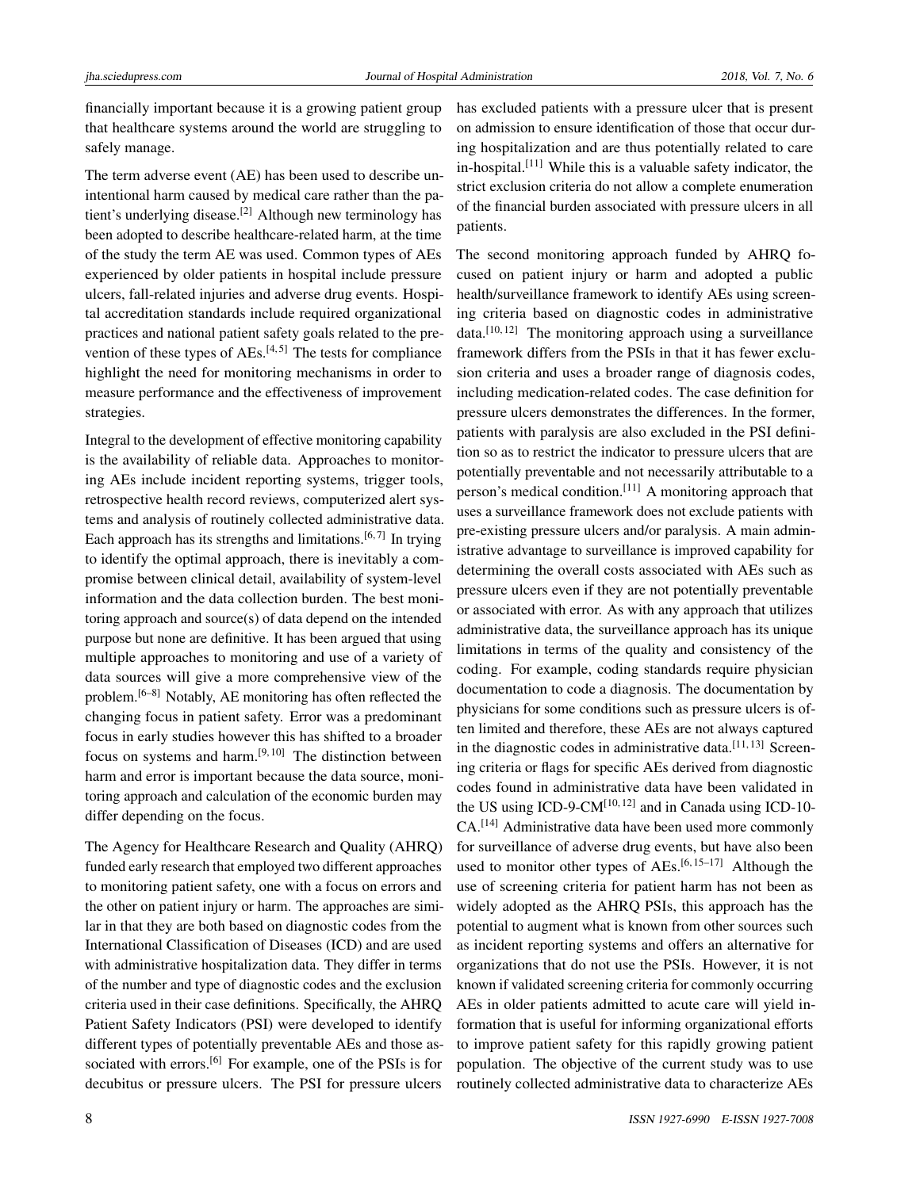financially important because it is a growing patient group that healthcare systems around the world are struggling to safely manage.

The term adverse event (AE) has been used to describe unintentional harm caused by medical care rather than the patient's underlying disease.[2] Although new terminology has been adopted to describe healthcare-related harm, at the time of the study the term AE was used. Common types of AEs experienced by older patients in hospital include pressure ulcers, fall-related injuries and adverse drug events. Hospital accreditation standards include required organizational practices and national patient safety goals related to the prevention of these types of AEs.[4, 5] The tests for compliance highlight the need for monitoring mechanisms in order to measure performance and the effectiveness of improvement strategies.

Integral to the development of effective monitoring capability is the availability of reliable data. Approaches to monitoring AEs include incident reporting systems, trigger tools, retrospective health record reviews, computerized alert systems and analysis of routinely collected administrative data. Each approach has its strengths and limitations.[6, 7] In trying to identify the optimal approach, there is inevitably a compromise between clinical detail, availability of system-level information and the data collection burden. The best monitoring approach and source(s) of data depend on the intended purpose but none are definitive. It has been argued that using multiple approaches to monitoring and use of a variety of data sources will give a more comprehensive view of the problem.[6–8] Notably, AE monitoring has often reflected the changing focus in patient safety. Error was a predominant focus in early studies however this has shifted to a broader focus on systems and harm.[9, 10] The distinction between harm and error is important because the data source, monitoring approach and calculation of the economic burden may differ depending on the focus.

The Agency for Healthcare Research and Quality (AHRQ) funded early research that employed two different approaches to monitoring patient safety, one with a focus on errors and the other on patient injury or harm. The approaches are similar in that they are both based on diagnostic codes from the International Classification of Diseases (ICD) and are used with administrative hospitalization data. They differ in terms of the number and type of diagnostic codes and the exclusion criteria used in their case definitions. Specifically, the AHRQ Patient Safety Indicators (PSI) were developed to identify different types of potentially preventable AEs and those associated with errors.[6] For example, one of the PSIs is for decubitus or pressure ulcers. The PSI for pressure ulcers has excluded patients with a pressure ulcer that is present on admission to ensure identification of those that occur during hospitalization and are thus potentially related to care in-hospital.[11] While this is a valuable safety indicator, the strict exclusion criteria do not allow a complete enumeration of the financial burden associated with pressure ulcers in all patients.

The second monitoring approach funded by AHRQ focused on patient injury or harm and adopted a public health/surveillance framework to identify AEs using screening criteria based on diagnostic codes in administrative data.[10, 12] The monitoring approach using a surveillance framework differs from the PSIs in that it has fewer exclusion criteria and uses a broader range of diagnosis codes, including medication-related codes. The case definition for pressure ulcers demonstrates the differences. In the former, patients with paralysis are also excluded in the PSI definition so as to restrict the indicator to pressure ulcers that are potentially preventable and not necessarily attributable to a person's medical condition.[11] A monitoring approach that uses a surveillance framework does not exclude patients with pre-existing pressure ulcers and/or paralysis. A main administrative advantage to surveillance is improved capability for determining the overall costs associated with AEs such as pressure ulcers even if they are not potentially preventable or associated with error. As with any approach that utilizes administrative data, the surveillance approach has its unique limitations in terms of the quality and consistency of the coding. For example, coding standards require physician documentation to code a diagnosis. The documentation by physicians for some conditions such as pressure ulcers is often limited and therefore, these AEs are not always captured in the diagnostic codes in administrative data.[11, 13] Screening criteria or flags for specific AEs derived from diagnostic codes found in administrative data have been validated in the US using ICD-9-CM[10, 12] and in Canada using ICD-10-CA.[14] Administrative data have been used more commonly for surveillance of adverse drug events, but have also been used to monitor other types of AEs.[6, 15–17] Although the use of screening criteria for patient harm has not been as widely adopted as the AHRQ PSIs, this approach has the potential to augment what is known from other sources such as incident reporting systems and offers an alternative for organizations that do not use the PSIs. However, it is not known if validated screening criteria for commonly occurring AEs in older patients admitted to acute care will yield information that is useful for informing organizational efforts to improve patient safety for this rapidly growing patient population. The objective of the current study was to use routinely collected administrative data to characterize AEs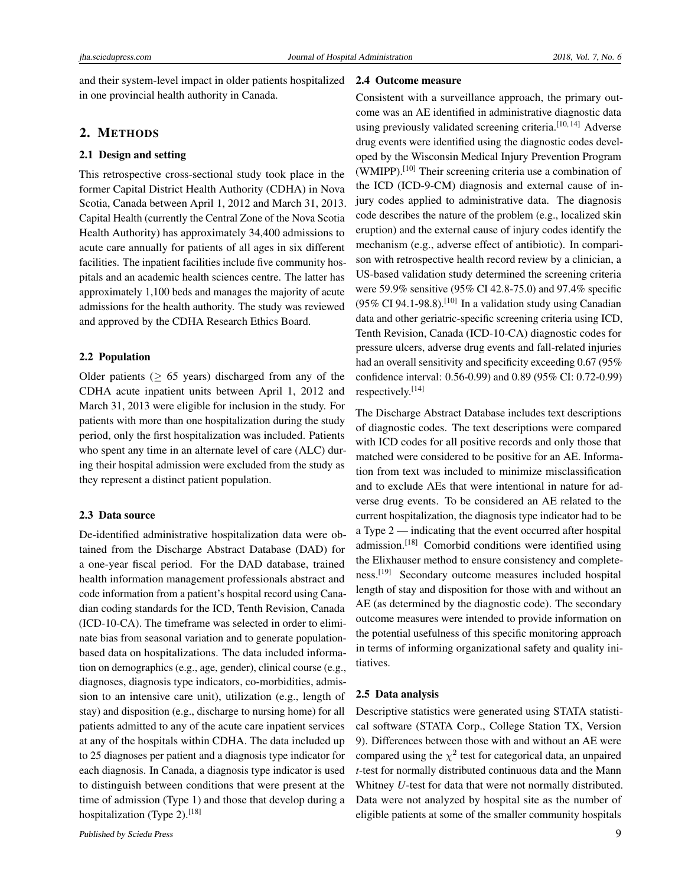and their system-level impact in older patients hospitalized in one provincial health authority in Canada.

## 2. METHODS

### 2.1 Design and setting

This retrospective cross-sectional study took place in the former Capital District Health Authority (CDHA) in Nova Scotia, Canada between April 1, 2012 and March 31, 2013. Capital Health (currently the Central Zone of the Nova Scotia Health Authority) has approximately 34,400 admissions to acute care annually for patients of all ages in six different facilities. The inpatient facilities include five community hospitals and an academic health sciences centre. The latter has approximately 1,100 beds and manages the majority of acute admissions for the health authority. The study was reviewed and approved by the CDHA Research Ethics Board.

### 2.2 Population

Older patients ($\geq$ 65 years) discharged from any of the CDHA acute inpatient units between April 1, 2012 and March 31, 2013 were eligible for inclusion in the study. For patients with more than one hospitalization during the study period, only the first hospitalization was included. Patients who spent any time in an alternate level of care (ALC) during their hospital admission were excluded from the study as they represent a distinct patient population.

### 2.3 Data source

De-identified administrative hospitalization data were obtained from the Discharge Abstract Database (DAD) for a one-year fiscal period. For the DAD database, trained health information management professionals abstract and code information from a patient's hospital record using Canadian coding standards for the ICD, Tenth Revision, Canada (ICD-10-CA). The timeframe was selected in order to eliminate bias from seasonal variation and to generate population-based data on hospitalizations. The data included information on demographics (e.g., age, gender), clinical course (e.g., diagnoses, diagnosis type indicators, co-morbidities, admission to an intensive care unit), utilization (e.g., length of stay) and disposition (e.g., discharge to nursing home) for all patients admitted to any of the acute care inpatient services at any of the hospitals within CDHA. The data included up to 25 diagnoses per patient and a diagnosis type indicator for each diagnosis. In Canada, a diagnosis type indicator is used to distinguish between conditions that were present at the time of admission (Type 1) and those that develop during a hospitalization (Type 2).[18]

### 2.4 Outcome measure

Consistent with a surveillance approach, the primary outcome was an AE identified in administrative diagnostic data using previously validated screening criteria.[10,14] Adverse drug events were identified using the diagnostic codes developed by the Wisconsin Medical Injury Prevention Program (WMIPP).[10] Their screening criteria use a combination of the ICD (ICD-9-CM) diagnosis and external cause of injury codes applied to administrative data. The diagnosis code describes the nature of the problem (e.g., localized skin eruption) and the external cause of injury codes identify the mechanism (e.g., adverse effect of antibiotic). In comparison with retrospective health record review by a clinician, a US-based validation study determined the screening criteria were 59.9% sensitive (95% CI 42.8-75.0) and 97.4% specific (95% CI 94.1-98.8).[10] In a validation study using Canadian data and other geriatric-specific screening criteria using ICD, Tenth Revision, Canada (ICD-10-CA) diagnostic codes for pressure ulcers, adverse drug events and fall-related injuries had an overall sensitivity and specificity exceeding 0.67 (95% confidence interval: 0.56-0.99) and 0.89 (95% CI: 0.72-0.99) respectively.[14]

The Discharge Abstract Database includes text descriptions of diagnostic codes. The text descriptions were compared with ICD codes for all positive records and only those that matched were considered to be positive for an AE. Information from text was included to minimize misclassification and to exclude AEs that were intentional in nature for adverse drug events. To be considered an AE related to the current hospitalization, the diagnosis type indicator had to be a Type 2 — indicating that the event occurred after hospital admission.[18] Comorbid conditions were identified using the Elixhauser method to ensure consistency and completeness.[19] Secondary outcome measures included hospital length of stay and disposition for those with and without an AE (as determined by the diagnostic code). The secondary outcome measures were intended to provide information on the potential usefulness of this specific monitoring approach in terms of informing organizational safety and quality initiatives.

### 2.5 Data analysis

Descriptive statistics were generated using STATA statistical software (STATA Corp., College Station TX, Version 9). Differences between those with and without an AE were compared using the $\chi^2$ test for categorical data, an unpaired *t*-test for normally distributed continuous data and the Mann Whitney *U*-test for data that were not normally distributed. Data were not analyzed by hospital site as the number of eligible patients at some of the smaller community hospitals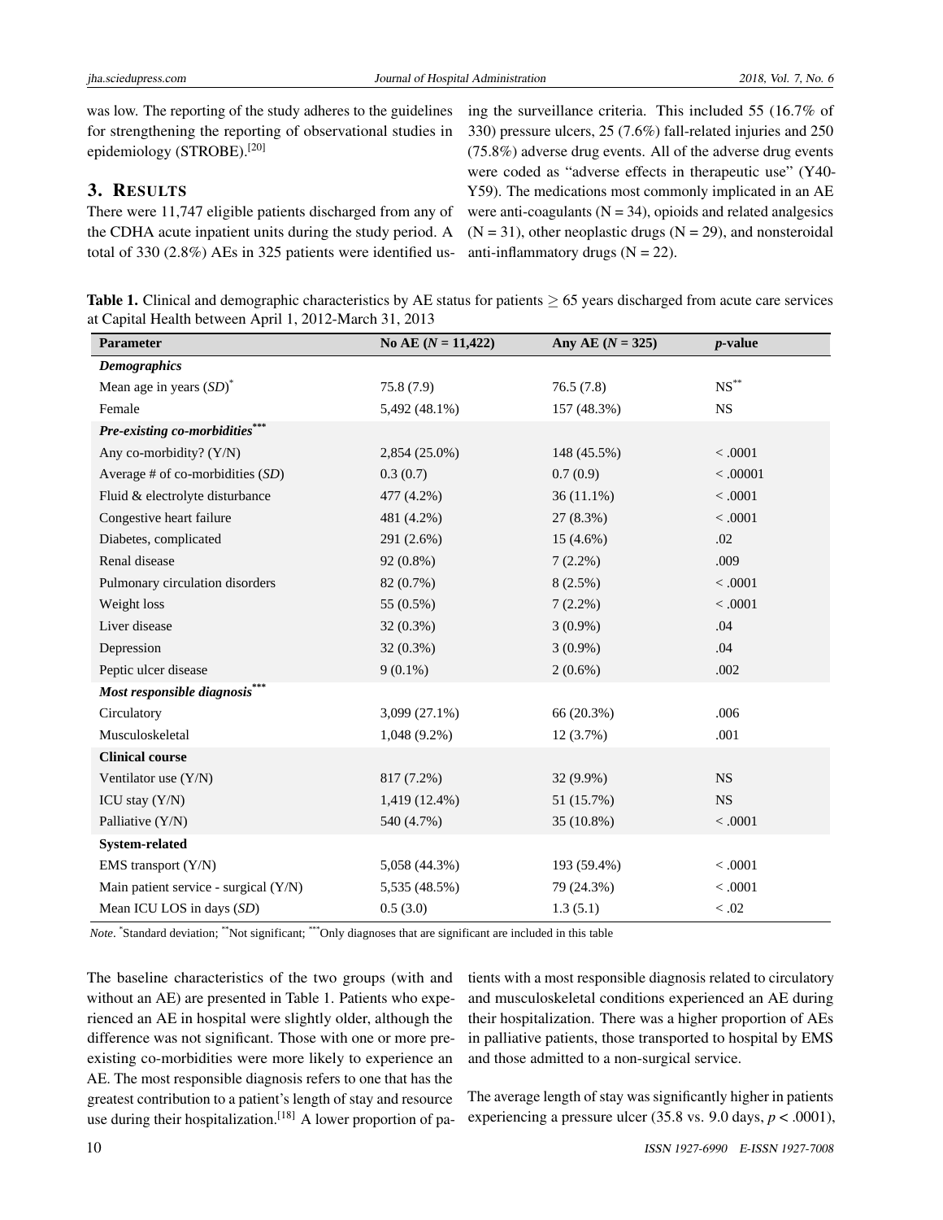was low. The reporting of the study adheres to the guidelines for strengthening the reporting of observational studies in epidemiology (STROBE).[20]

## 3. RESULTS

There were 11,747 eligible patients discharged from any of the CDHA acute inpatient units during the study period. A total of 330 (2.8%) AEs in 325 patients were identified using the surveillance criteria. This included 55 (16.7% of 330) pressure ulcers, 25 (7.6%) fall-related injuries and 250 (75.8%) adverse drug events. All of the adverse drug events were coded as "adverse effects in therapeutic use" (Y40-Y59). The medications most commonly implicated in an AE were anti-coagulants (N = 34), opioids and related analgesics (N = 31), other neoplastic drugs (N = 29), and nonsteroidal anti-inflammatory drugs (N = 22).

**Table 1.** Clinical and demographic characteristics by AE status for patients ≥ 65 years discharged from acute care services at Capital Health between April 1, 2012-March 31, 2013

| Parameter | No AE (*N* = 11,422) | Any AE (*N* = 325) | *p*-value |
|---|---|---|---|
| ***Demographics*** | | | |
| Mean age in years (*SD*)* | 75.8 (7.9) | 76.5 (7.8) | NS** |
| Female | 5,492 (48.1%) | 157 (48.3%) | NS |
| ***Pre-existing co-morbidities**** | | | |
| Any co-morbidity? (Y/N) | 2,854 (25.0%) | 148 (45.5%) | < .0001 |
| Average # of co-morbidities (*SD*) | 0.3 (0.7) | 0.7 (0.9) | < .00001 |
| Fluid & electrolyte disturbance | 477 (4.2%) | 36 (11.1%) | < .0001 |
| Congestive heart failure | 481 (4.2%) | 27 (8.3%) | < .0001 |
| Diabetes, complicated | 291 (2.6%) | 15 (4.6%) | .02 |
| Renal disease | 92 (0.8%) | 7 (2.2%) | .009 |
| Pulmonary circulation disorders | 82 (0.7%) | 8 (2.5%) | < .0001 |
| Weight loss | 55 (0.5%) | 7 (2.2%) | < .0001 |
| Liver disease | 32 (0.3%) | 3 (0.9%) | .04 |
| Depression | 32 (0.3%) | 3 (0.9%) | .04 |
| Peptic ulcer disease | 9 (0.1%) | 2 (0.6%) | .002 |
| ***Most responsible diagnosis**** | | | |
| Circulatory | 3,099 (27.1%) | 66 (20.3%) | .006 |
| Musculoskeletal | 1,048 (9.2%) | 12 (3.7%) | .001 |
| **Clinical course** | | | |
| Ventilator use (Y/N) | 817 (7.2%) | 32 (9.9%) | NS |
| ICU stay (Y/N) | 1,419 (12.4%) | 51 (15.7%) | NS |
| Palliative (Y/N) | 540 (4.7%) | 35 (10.8%) | < .0001 |
| **System-related** | | | |
| EMS transport (Y/N) | 5,058 (44.3%) | 193 (59.4%) | < .0001 |
| Main patient service - surgical (Y/N) | 5,535 (48.5%) | 79 (24.3%) | < .0001 |
| Mean ICU LOS in days (*SD*) | 0.5 (3.0) | 1.3 (5.1) | < .02 |

*Note*. *Standard deviation; **Not significant; ***Only diagnoses that are significant are included in this table

The baseline characteristics of the two groups (with and without an AE) are presented in Table 1. Patients who experienced an AE in hospital were slightly older, although the difference was not significant. Those with one or more pre-existing co-morbidities were more likely to experience an AE. The most responsible diagnosis refers to one that has the greatest contribution to a patient's length of stay and resource use during their hospitalization.[18] A lower proportion of patients with a most responsible diagnosis related to circulatory and musculoskeletal conditions experienced an AE during their hospitalization. There was a higher proportion of AEs in palliative patients, those transported to hospital by EMS and those admitted to a non-surgical service.

The average length of stay was significantly higher in patients experiencing a pressure ulcer (35.8 vs. 9.0 days, $p < .0001$),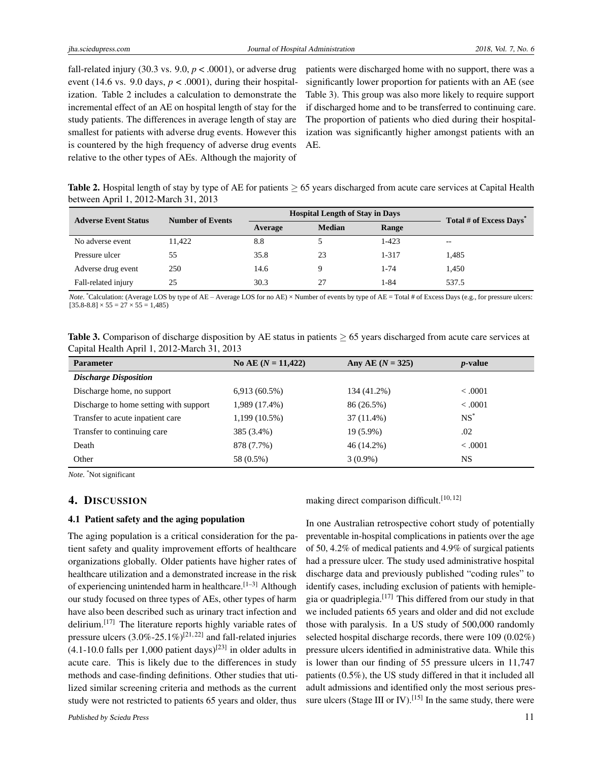fall-related injury (30.3 vs. 9.0, $p < .0001$), or adverse drug event (14.6 vs. 9.0 days, $p < .0001$), during their hospitalization. Table 2 includes a calculation to demonstrate the incremental effect of an AE on hospital length of stay for the study patients. The differences in average length of stay are smallest for patients with adverse drug events. However this is countered by the high frequency of adverse drug events relative to the other types of AEs. Although the majority of patients were discharged home with no support, there was a significantly lower proportion for patients with an AE (see Table 3). This group was also more likely to require support if discharged home and to be transferred to continuing care. The proportion of patients who died during their hospitalization was significantly higher amongst patients with an AE.

**Table 2.** Hospital length of stay by type of AE for patients $\geq$ 65 years discharged from acute care services at Capital Health between April 1, 2012-March 31, 2013

| Adverse Event Status | Number of Events | Hospital Length of Stay in Days | | | Total # of Excess Days* |
|---|---|---|---|---|---|
| | | Average | Median | Range | |
| No adverse event | 11,422 | 8.8 | 5 | 1-423 | -- |
| Pressure ulcer | 55 | 35.8 | 23 | 1-317 | 1,485 |
| Adverse drug event | 250 | 14.6 | 9 | 1-74 | 1,450 |
| Fall-related injury | 25 | 30.3 | 27 | 1-84 | 537.5 |

*Note*. *Calculation: (Average LOS by type of AE – Average LOS for no AE) × Number of events by type of AE = Total # of Excess Days (e.g., for pressure ulcers: [35.8-8.8] × 55 = 27 × 55 = 1,485)

**Table 3.** Comparison of discharge disposition by AE status in patients $\geq$ 65 years discharged from acute care services at Capital Health April 1, 2012-March 31, 2013

| Parameter | No AE (*N* = 11,422) | Any AE (*N* = 325) | *p*-value |
|---|---|---|---|
| ***Discharge Disposition*** | | | |
| Discharge home, no support | 6,913 (60.5%) | 134 (41.2%) | < .0001 |
| Discharge to home setting with support | 1,989 (17.4%) | 86 (26.5%) | < .0001 |
| Transfer to acute inpatient care | 1,199 (10.5%) | 37 (11.4%) | NS* |
| Transfer to continuing care | 385 (3.4%) | 19 (5.9%) | .02 |
| Death | 878 (7.7%) | 46 (14.2%) | < .0001 |
| Other | 58 (0.5%) | 3 (0.9%) | NS |

*Note*. *Not significant

## 4. Discussion

### 4.1 Patient safety and the aging population

The aging population is a critical consideration for the patient safety and quality improvement efforts of healthcare organizations globally. Older patients have higher rates of healthcare utilization and a demonstrated increase in the risk of experiencing unintended harm in healthcare.[1–3] Although our study focused on three types of AEs, other types of harm have also been described such as urinary tract infection and delirium.[17] The literature reports highly variable rates of pressure ulcers (3.0%-25.1%)[21,22] and fall-related injuries (4.1-10.0 falls per 1,000 patient days)[23] in older adults in acute care. This is likely due to the differences in study methods and case-finding definitions. Other studies that utilized similar screening criteria and methods as the current study were not restricted to patients 65 years and older, thus making direct comparison difficult.[10,12]

In one Australian retrospective cohort study of potentially preventable in-hospital complications in patients over the age of 50, 4.2% of medical patients and 4.9% of surgical patients had a pressure ulcer. The study used administrative hospital discharge data and previously published "coding rules" to identify cases, including exclusion of patients with hemiplegia or quadriplegia.[17] This differed from our study in that we included patients 65 years and older and did not exclude those with paralysis. In a US study of 500,000 randomly selected hospital discharge records, there were 109 (0.02%) pressure ulcers identified in administrative data. While this is lower than our finding of 55 pressure ulcers in 11,747 patients (0.5%), the US study differed in that it included all adult admissions and identified only the most serious pressure ulcers (Stage III or IV).[15] In the same study, there were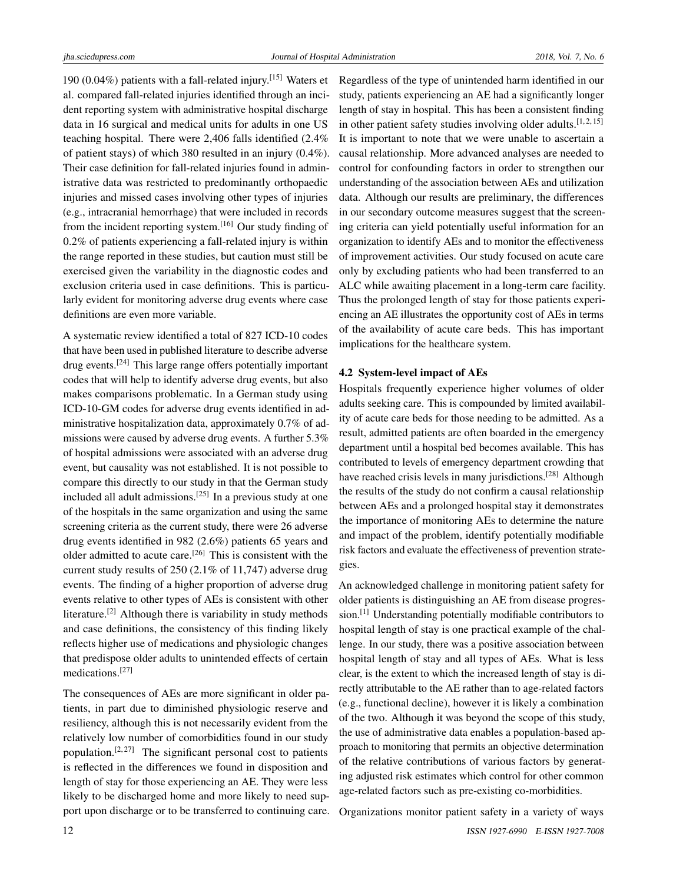190 (0.04%) patients with a fall-related injury.[15] Waters et al. compared fall-related injuries identified through an incident reporting system with administrative hospital discharge data in 16 surgical and medical units for adults in one US teaching hospital. There were 2,406 falls identified (2.4% of patient stays) of which 380 resulted in an injury (0.4%). Their case definition for fall-related injuries found in administrative data was restricted to predominantly orthopaedic injuries and missed cases involving other types of injuries (e.g., intracranial hemorrhage) that were included in records from the incident reporting system.[16] Our study finding of 0.2% of patients experiencing a fall-related injury is within the range reported in these studies, but caution must still be exercised given the variability in the diagnostic codes and exclusion criteria used in case definitions. This is particularly evident for monitoring adverse drug events where case definitions are even more variable.

A systematic review identified a total of 827 ICD-10 codes that have been used in published literature to describe adverse drug events.[24] This large range offers potentially important codes that will help to identify adverse drug events, but also makes comparisons problematic. In a German study using ICD-10-GM codes for adverse drug events identified in administrative hospitalization data, approximately 0.7% of admissions were caused by adverse drug events. A further 5.3% of hospital admissions were associated with an adverse drug event, but causality was not established. It is not possible to compare this directly to our study in that the German study included all adult admissions.[25] In a previous study at one of the hospitals in the same organization and using the same screening criteria as the current study, there were 26 adverse drug events identified in 982 (2.6%) patients 65 years and older admitted to acute care.[26] This is consistent with the current study results of 250 (2.1% of 11,747) adverse drug events. The finding of a higher proportion of adverse drug events relative to other types of AEs is consistent with other literature.[2] Although there is variability in study methods and case definitions, the consistency of this finding likely reflects higher use of medications and physiologic changes that predispose older adults to unintended effects of certain medications.[27]

The consequences of AEs are more significant in older patients, in part due to diminished physiologic reserve and resiliency, although this is not necessarily evident from the relatively low number of comorbidities found in our study population.[2,27] The significant personal cost to patients is reflected in the differences we found in disposition and length of stay for those experiencing an AE. They were less likely to be discharged home and more likely to need support upon discharge or to be transferred to continuing care. Regardless of the type of unintended harm identified in our study, patients experiencing an AE had a significantly longer length of stay in hospital. This has been a consistent finding in other patient safety studies involving older adults.[1,2,15] It is important to note that we were unable to ascertain a causal relationship. More advanced analyses are needed to control for confounding factors in order to strengthen our understanding of the association between AEs and utilization data. Although our results are preliminary, the differences in our secondary outcome measures suggest that the screening criteria can yield potentially useful information for an organization to identify AEs and to monitor the effectiveness of improvement activities. Our study focused on acute care only by excluding patients who had been transferred to an ALC while awaiting placement in a long-term care facility. Thus the prolonged length of stay for those patients experiencing an AE illustrates the opportunity cost of AEs in terms of the availability of acute care beds. This has important implications for the healthcare system.

### 4.2 System-level impact of AEs

Hospitals frequently experience higher volumes of older adults seeking care. This is compounded by limited availability of acute care beds for those needing to be admitted. As a result, admitted patients are often boarded in the emergency department until a hospital bed becomes available. This has contributed to levels of emergency department crowding that have reached crisis levels in many jurisdictions.[28] Although the results of the study do not confirm a causal relationship between AEs and a prolonged hospital stay it demonstrates the importance of monitoring AEs to determine the nature and impact of the problem, identify potentially modifiable risk factors and evaluate the effectiveness of prevention strategies.

An acknowledged challenge in monitoring patient safety for older patients is distinguishing an AE from disease progression.[1] Understanding potentially modifiable contributors to hospital length of stay is one practical example of the challenge. In our study, there was a positive association between hospital length of stay and all types of AEs. What is less clear, is the extent to which the increased length of stay is directly attributable to the AE rather than to age-related factors (e.g., functional decline), however it is likely a combination of the two. Although it was beyond the scope of this study, the use of administrative data enables a population-based approach to monitoring that permits an objective determination of the relative contributions of various factors by generating adjusted risk estimates which control for other common age-related factors such as pre-existing co-morbidities.

Organizations monitor patient safety in a variety of ways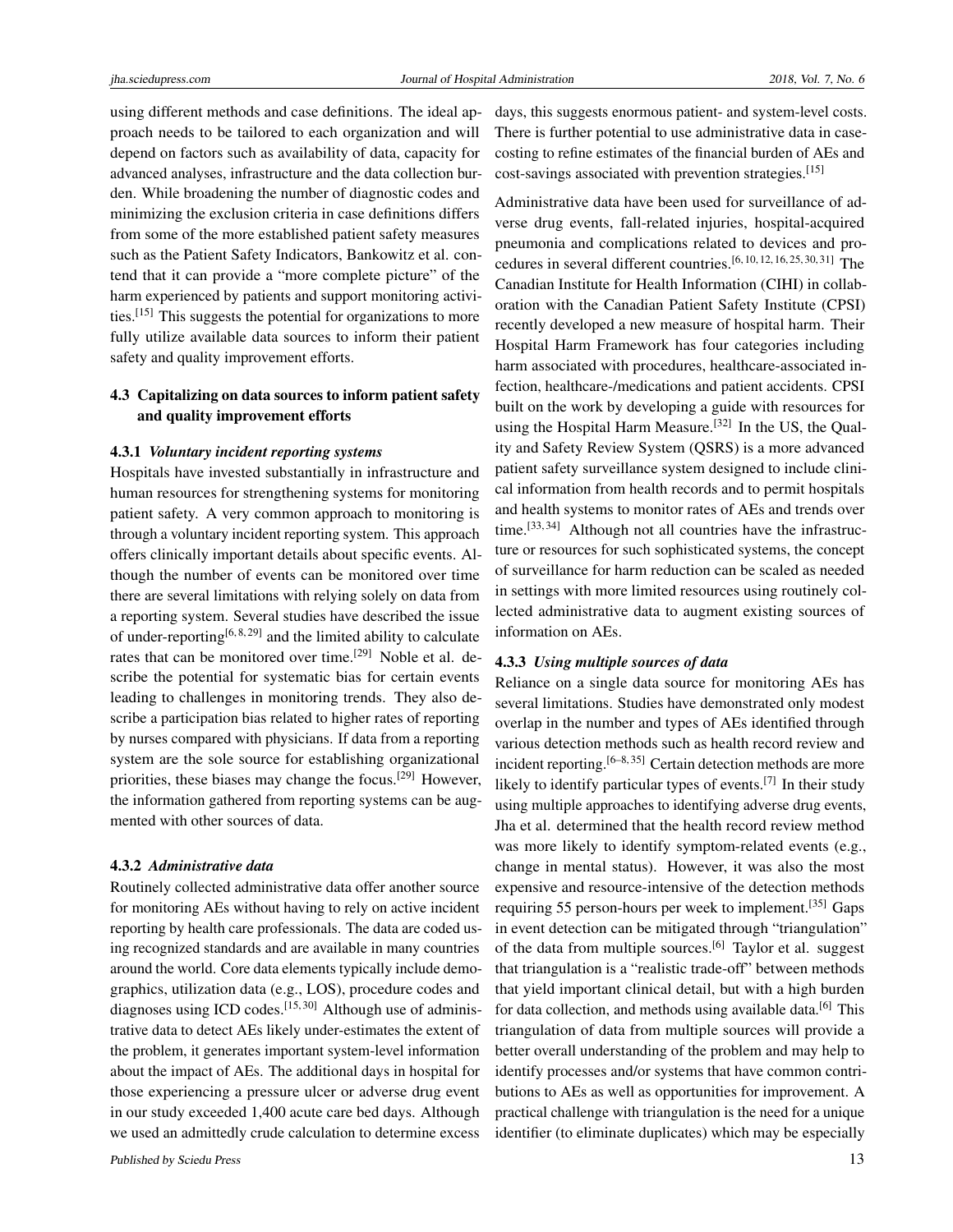using different methods and case definitions. The ideal approach needs to be tailored to each organization and will depend on factors such as availability of data, capacity for advanced analyses, infrastructure and the data collection burden. While broadening the number of diagnostic codes and minimizing the exclusion criteria in case definitions differs from some of the more established patient safety measures such as the Patient Safety Indicators, Bankowitz et al. contend that it can provide a "more complete picture" of the harm experienced by patients and support monitoring activities.[15] This suggests the potential for organizations to more fully utilize available data sources to inform their patient safety and quality improvement efforts.

### 4.3 Capitalizing on data sources to inform patient safety and quality improvement efforts

#### 4.3.1 *Voluntary incident reporting systems*

Hospitals have invested substantially in infrastructure and human resources for strengthening systems for monitoring patient safety. A very common approach to monitoring is through a voluntary incident reporting system. This approach offers clinically important details about specific events. Although the number of events can be monitored over time there are several limitations with relying solely on data from a reporting system. Several studies have described the issue of under-reporting[6,8,29] and the limited ability to calculate rates that can be monitored over time.[29] Noble et al. describe the potential for systematic bias for certain events leading to challenges in monitoring trends. They also describe a participation bias related to higher rates of reporting by nurses compared with physicians. If data from a reporting system are the sole source for establishing organizational priorities, these biases may change the focus.[29] However, the information gathered from reporting systems can be augmented with other sources of data.

#### 4.3.2 *Administrative data*

Routinely collected administrative data offer another source for monitoring AEs without having to rely on active incident reporting by health care professionals. The data are coded using recognized standards and are available in many countries around the world. Core data elements typically include demographics, utilization data (e.g., LOS), procedure codes and diagnoses using ICD codes.[15,30] Although use of administrative data to detect AEs likely under-estimates the extent of the problem, it generates important system-level information about the impact of AEs. The additional days in hospital for those experiencing a pressure ulcer or adverse drug event in our study exceeded 1,400 acute care bed days. Although we used an admittedly crude calculation to determine excess days, this suggests enormous patient- and system-level costs. There is further potential to use administrative data in case-costing to refine estimates of the financial burden of AEs and cost-savings associated with prevention strategies.[15]

Administrative data have been used for surveillance of adverse drug events, fall-related injuries, hospital-acquired pneumonia and complications related to devices and procedures in several different countries.[6,10,12,16,25,30,31] The Canadian Institute for Health Information (CIHI) in collaboration with the Canadian Patient Safety Institute (CPSI) recently developed a new measure of hospital harm. Their Hospital Harm Framework has four categories including harm associated with procedures, healthcare-associated infection, healthcare-/medications and patient accidents. CPSI built on the work by developing a guide with resources for using the Hospital Harm Measure.[32] In the US, the Quality and Safety Review System (QSRS) is a more advanced patient safety surveillance system designed to include clinical information from health records and to permit hospitals and health systems to monitor rates of AEs and trends over time.[33,34] Although not all countries have the infrastructure or resources for such sophisticated systems, the concept of surveillance for harm reduction can be scaled as needed in settings with more limited resources using routinely collected administrative data to augment existing sources of information on AEs.

#### 4.3.3 *Using multiple sources of data*

Reliance on a single data source for monitoring AEs has several limitations. Studies have demonstrated only modest overlap in the number and types of AEs identified through various detection methods such as health record review and incident reporting.[6–8,35] Certain detection methods are more likely to identify particular types of events.[7] In their study using multiple approaches to identifying adverse drug events, Jha et al. determined that the health record review method was more likely to identify symptom-related events (e.g., change in mental status). However, it was also the most expensive and resource-intensive of the detection methods requiring 55 person-hours per week to implement.[35] Gaps in event detection can be mitigated through "triangulation" of the data from multiple sources.[6] Taylor et al. suggest that triangulation is a "realistic trade-off" between methods that yield important clinical detail, but with a high burden for data collection, and methods using available data.[6] This triangulation of data from multiple sources will provide a better overall understanding of the problem and may help to identify processes and/or systems that have common contributions to AEs as well as opportunities for improvement. A practical challenge with triangulation is the need for a unique identifier (to eliminate duplicates) which may be especially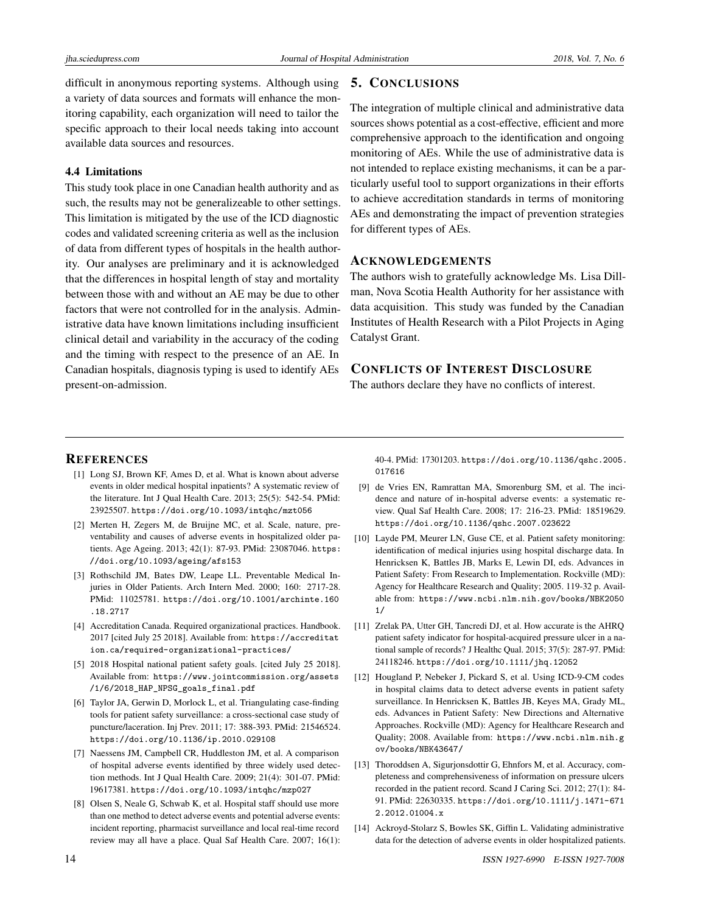difficult in anonymous reporting systems. Although using a variety of data sources and formats will enhance the monitoring capability, each organization will need to tailor the specific approach to their local needs taking into account available data sources and resources.

### 4.4 Limitations

This study took place in one Canadian health authority and as such, the results may not be generalizeable to other settings. This limitation is mitigated by the use of the ICD diagnostic codes and validated screening criteria as well as the inclusion of data from different types of hospitals in the health authority. Our analyses are preliminary and it is acknowledged that the differences in hospital length of stay and mortality between those with and without an AE may be due to other factors that were not controlled for in the analysis. Administrative data have known limitations including insufficient clinical detail and variability in the accuracy of the coding and the timing with respect to the presence of an AE. In Canadian hospitals, diagnosis typing is used to identify AEs present-on-admission.

## 5. Conclusions

The integration of multiple clinical and administrative data sources shows potential as a cost-effective, efficient and more comprehensive approach to the identification and ongoing monitoring of AEs. While the use of administrative data is not intended to replace existing mechanisms, it can be a particularly useful tool to support organizations in their efforts to achieve accreditation standards in terms of monitoring AEs and demonstrating the impact of prevention strategies for different types of AEs.

## Acknowledgements

The authors wish to gratefully acknowledge Ms. Lisa Dillman, Nova Scotia Health Authority for her assistance with data acquisition. This study was funded by the Canadian Institutes of Health Research with a Pilot Projects in Aging Catalyst Grant.

## Conflicts of Interest Disclosure

The authors declare they have no conflicts of interest.

## References

[1] Long SJ, Brown KF, Ames D, et al. What is known about adverse events in older medical hospital inpatients? A systematic review of the literature. Int J Qual Health Care. 2013; 25(5): 542-54. PMid: 23925507. https://doi.org/10.1093/intqhc/mzt056

[2] Merten H, Zegers M, de Bruijne MC, et al. Scale, nature, preventability and causes of adverse events in hospitalized older patients. Age Ageing. 2013; 42(1): 87-93. PMid: 23087046. https://doi.org/10.1093/ageing/afs153

[3] Rothschild JM, Bates DW, Leape LL. Preventable Medical Injuries in Older Patients. Arch Intern Med. 2000; 160: 2717-28. PMid: 11025781. https://doi.org/10.1001/archinte.160.18.2717

[4] Accreditation Canada. Required organizational practices. Handbook. 2017 [cited July 25 2018]. Available from: https://accreditation.ca/required-organizational-practices/

[5] 2018 Hospital national patient safety goals. [cited July 25 2018]. Available from: https://www.jointcommission.org/assets/1/6/2018_HAP_NPSG_goals_final.pdf

[6] Taylor JA, Gerwin D, Morlock L, et al. Triangulating case-finding tools for patient safety surveillance: a cross-sectional case study of puncture/laceration. Inj Prev. 2011; 17: 388-393. PMid: 21546524. https://doi.org/10.1136/ip.2010.029108

[7] Naessens JM, Campbell CR, Huddleston JM, et al. A comparison of hospital adverse events identified by three widely used detection methods. Int J Qual Health Care. 2009; 21(4): 301-07. PMid: 19617381. https://doi.org/10.1093/intqhc/mzp027

[8] Olsen S, Neale G, Schwab K, et al. Hospital staff should use more than one method to detect adverse events and potential adverse events: incident reporting, pharmacist surveillance and local real-time record review may all have a place. Qual Saf Health Care. 2007; 16(1): 40-4. PMid: 17301203. https://doi.org/10.1136/qshc.2005.017616

[9] de Vries EN, Ramrattan MA, Smorenburg SM, et al. The incidence and nature of in-hospital adverse events: a systematic review. Qual Saf Health Care. 2008; 17: 216-23. PMid: 18519629. https://doi.org/10.1136/qshc.2007.023622

[10] Layde PM, Meurer LN, Guse CE, et al. Patient safety monitoring: identification of medical injuries using hospital discharge data. In Henricksen K, Battles JB, Marks E, Lewin DI, eds. Advances in Patient Safety: From Research to Implementation. Rockville (MD): Agency for Healthcare Research and Quality; 2005. 119-32 p. Available from: https://www.ncbi.nlm.nih.gov/books/NBK20501/

[11] Zrelak PA, Utter GH, Tancredi DJ, et al. How accurate is the AHRQ patient safety indicator for hospital-acquired pressure ulcer in a national sample of records? J Healthc Qual. 2015; 37(5): 287-97. PMid: 24118246. https://doi.org/10.1111/jhq.12052

[12] Hougland P, Nebeker J, Pickard S, et al. Using ICD-9-CM codes in hospital claims data to detect adverse events in patient safety surveillance. In Henricksen K, Battles JB, Keyes MA, Grady ML, eds. Advances in Patient Safety: New Directions and Alternative Approaches. Rockville (MD): Agency for Healthcare Research and Quality; 2008. Available from: https://www.ncbi.nlm.nih.gov/books/NBK43647/

[13] Thoroddsen A, Sigurjonsdottir G, Ehnfors M, et al. Accuracy, completeness and comprehensiveness of information on pressure ulcers recorded in the patient record. Scand J Caring Sci. 2012; 27(1): 84-91. PMid: 22630335. https://doi.org/10.1111/j.1471-6712.2012.01004.x

[14] Ackroyd-Stolarz S, Bowles SK, Giffin L. Validating administrative data for the detection of adverse events in older hospitalized patients.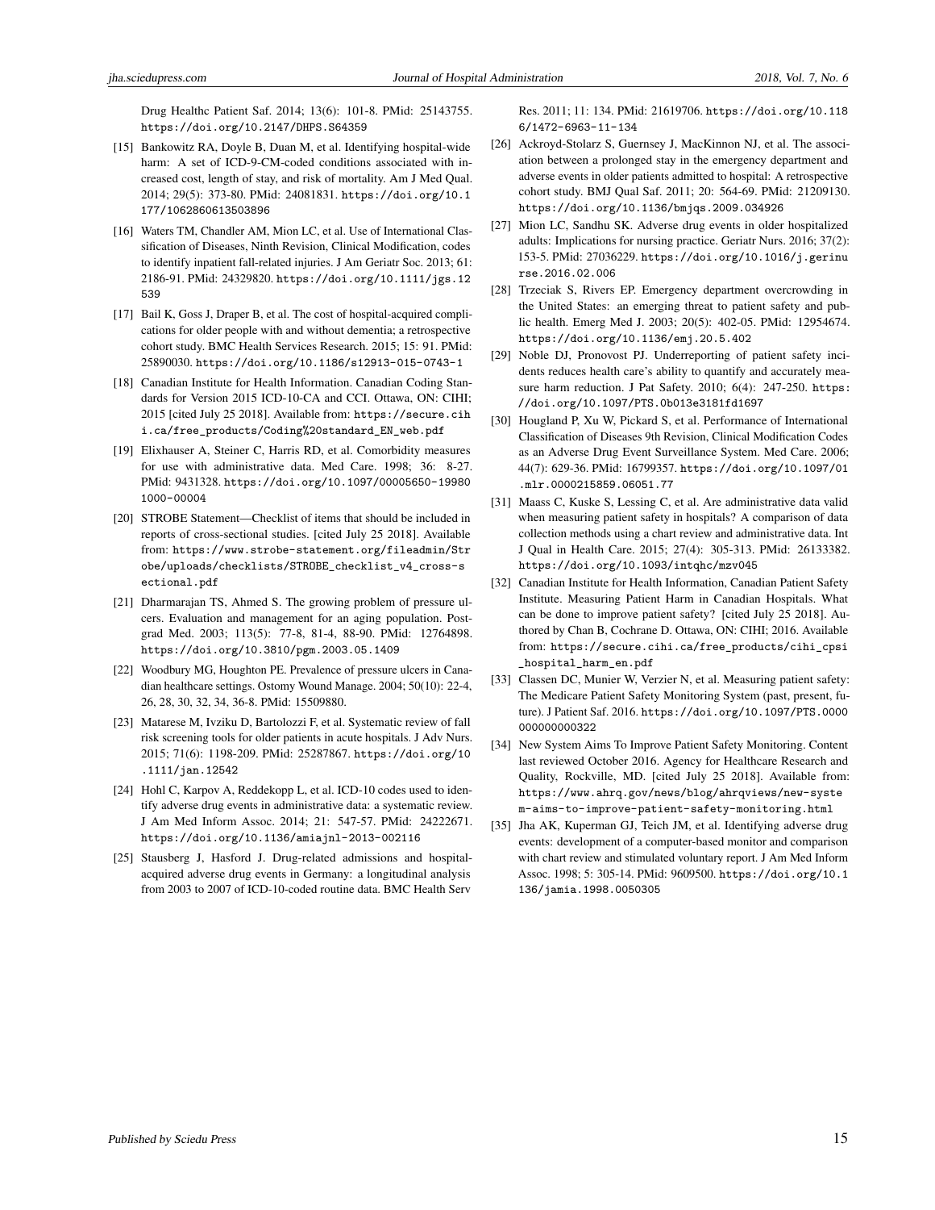Drug Healthc Patient Saf. 2014; 13(6): 101-8. PMid: 25143755. https://doi.org/10.2147/DHPS.S64359

[15] Bankowitz RA, Doyle B, Duan M, et al. Identifying hospital-wide harm: A set of ICD-9-CM-coded conditions associated with increased cost, length of stay, and risk of mortality. Am J Med Qual. 2014; 29(5): 373-80. PMid: 24081831. https://doi.org/10.1177/1062860613503896

[16] Waters TM, Chandler AM, Mion LC, et al. Use of International Classification of Diseases, Ninth Revision, Clinical Modification, codes to identify inpatient fall-related injuries. J Am Geriatr Soc. 2013; 61: 2186-91. PMid: 24329820. https://doi.org/10.1111/jgs.12539

[17] Bail K, Goss J, Draper B, et al. The cost of hospital-acquired complications for older people with and without dementia; a retrospective cohort study. BMC Health Services Research. 2015; 15: 91. PMid: 25890030. https://doi.org/10.1186/s12913-015-0743-1

[18] Canadian Institute for Health Information. Canadian Coding Standards for Version 2015 ICD-10-CA and CCI. Ottawa, ON: CIHI; 2015 [cited July 25 2018]. Available from: https://secure.cihi.ca/free_products/Coding%20standard_EN_web.pdf

[19] Elixhauser A, Steiner C, Harris RD, et al. Comorbidity measures for use with administrative data. Med Care. 1998; 36: 8-27. PMid: 9431328. https://doi.org/10.1097/00005650-199801000-00004

[20] STROBE Statement—Checklist of items that should be included in reports of cross-sectional studies. [cited July 25 2018]. Available from: https://www.strobe-statement.org/fileadmin/Strobe/uploads/checklists/STROBE_checklist_v4_cross-sectional.pdf

[21] Dharmarajan TS, Ahmed S. The growing problem of pressure ulcers. Evaluation and management for an aging population. Postgrad Med. 2003; 113(5): 77-8, 81-4, 88-90. PMid: 12764898. https://doi.org/10.3810/pgm.2003.05.1409

[22] Woodbury MG, Houghton PE. Prevalence of pressure ulcers in Canadian healthcare settings. Ostomy Wound Manage. 2004; 50(10): 22-4, 26, 28, 30, 32, 34, 36-8. PMid: 15509880.

[23] Matarese M, Ivziku D, Bartolozzi F, et al. Systematic review of fall risk screening tools for older patients in acute hospitals. J Adv Nurs. 2015; 71(6): 1198-209. PMid: 25287867. https://doi.org/10.1111/jan.12542

[24] Hohl C, Karpov A, Reddekopp L, et al. ICD-10 codes used to identify adverse drug events in administrative data: a systematic review. J Am Med Inform Assoc. 2014; 21: 547-57. PMid: 24222671. https://doi.org/10.1136/amiajnl-2013-002116

[25] Stausberg J, Hasford J. Drug-related admissions and hospital-acquired adverse drug events in Germany: a longitudinal analysis from 2003 to 2007 of ICD-10-coded routine data. BMC Health Serv Res. 2011; 11: 134. PMid: 21619706. https://doi.org/10.1186/1472-6963-11-134

[26] Ackroyd-Stolarz S, Guernsey J, MacKinnon NJ, et al. The association between a prolonged stay in the emergency department and adverse events in older patients admitted to hospital: A retrospective cohort study. BMJ Qual Saf. 2011; 20: 564-69. PMid: 21209130. https://doi.org/10.1136/bmjqs.2009.034926

[27] Mion LC, Sandhu SK. Adverse drug events in older hospitalized adults: Implications for nursing practice. Geriatr Nurs. 2016; 37(2): 153-5. PMid: 27036229. https://doi.org/10.1016/j.gerinurse.2016.02.006

[28] Trzeciak S, Rivers EP. Emergency department overcrowding in the United States: an emerging threat to patient safety and public health. Emerg Med J. 2003; 20(5): 402-05. PMid: 12954674. https://doi.org/10.1136/emj.20.5.402

[29] Noble DJ, Pronovost PJ. Underreporting of patient safety incidents reduces health care's ability to quantify and accurately measure harm reduction. J Pat Safety. 2010; 6(4): 247-250. https://doi.org/10.1097/PTS.0b013e3181fd1697

[30] Hougland P, Xu W, Pickard S, et al. Performance of International Classification of Diseases 9th Revision, Clinical Modification Codes as an Adverse Drug Event Surveillance System. Med Care. 2006; 44(7): 629-36. PMid: 16799357. https://doi.org/10.1097/01.mlr.0000215859.06051.77

[31] Maass C, Kuske S, Lessing C, et al. Are administrative data valid when measuring patient safety in hospitals? A comparison of data collection methods using a chart review and administrative data. Int J Qual in Health Care. 2015; 27(4): 305-313. PMid: 26133382. https://doi.org/10.1093/intqhc/mzv045

[32] Canadian Institute for Health Information, Canadian Patient Safety Institute. Measuring Patient Harm in Canadian Hospitals. What can be done to improve patient safety? [cited July 25 2018]. Authored by Chan B, Cochrane D. Ottawa, ON: CIHI; 2016. Available from: https://secure.cihi.ca/free_products/cihi_cpsi_hospital_harm_en.pdf

[33] Classen DC, Munier W, Verzier N, et al. Measuring patient safety: The Medicare Patient Safety Monitoring System (past, present, future). J Patient Saf. 2016. https://doi.org/10.1097/PTS.0000000000000322

[34] New System Aims To Improve Patient Safety Monitoring. Content last reviewed October 2016. Agency for Healthcare Research and Quality, Rockville, MD. [cited July 25 2018]. Available from: https://www.ahrq.gov/news/blog/ahrqviews/new-system-aims-to-improve-patient-safety-monitoring.html

[35] Jha AK, Kuperman GJ, Teich JM, et al. Identifying adverse drug events: development of a computer-based monitor and comparison with chart review and stimulated voluntary report. J Am Med Inform Assoc. 1998; 5: 305-14. PMid: 9609500. https://doi.org/10.1136/jamia.1998.0050305